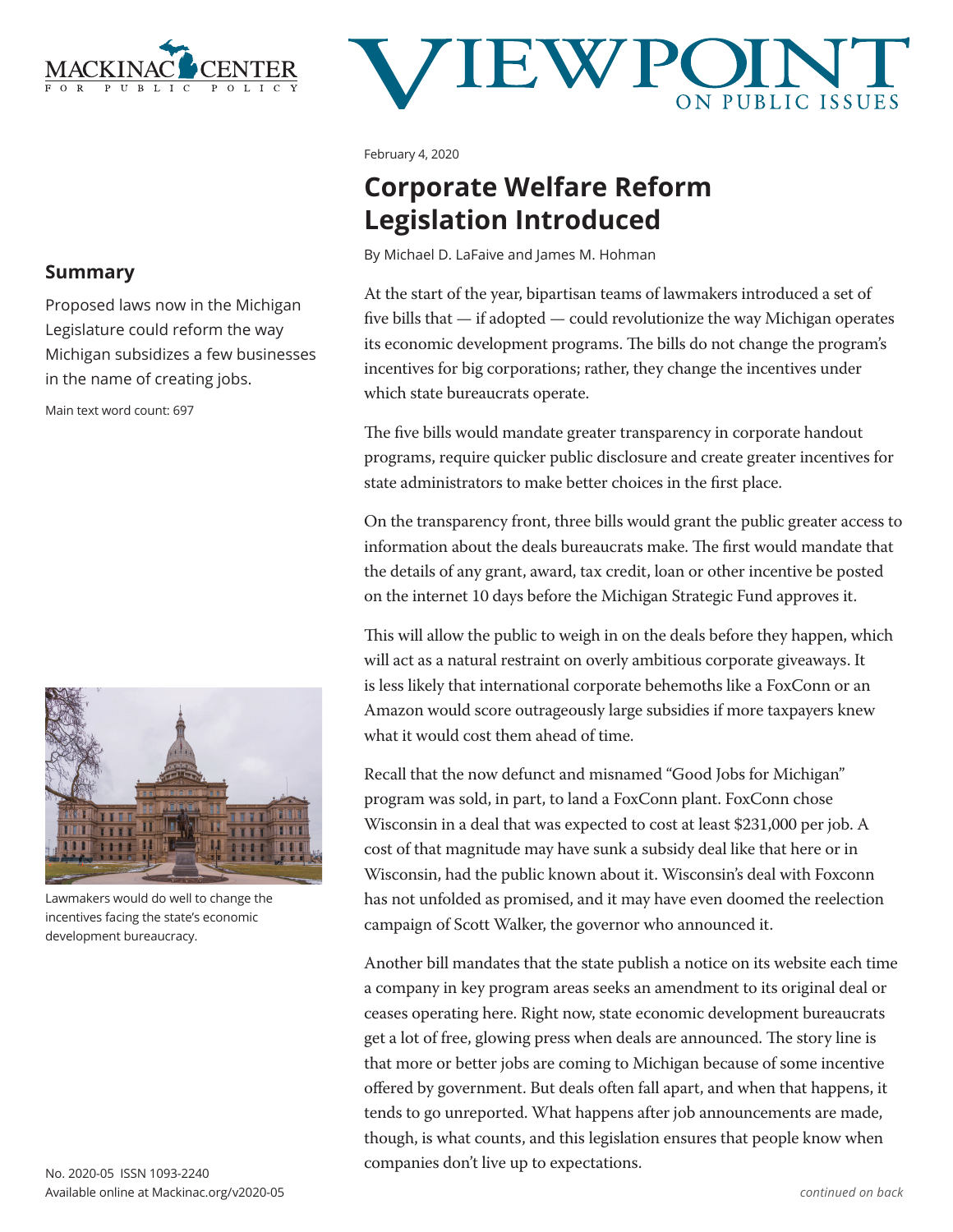February 4, 2020

# Corporate Welfare Reform Legislation Introduced

By Michael D. LaFaive and James M. Hohman

## Summary

Proposed laws now in the Michigan Legislature could reform the way Michigan subsidizes a few businesses in the name of creating jobs.

Main text word count: 697

At the start of the year, bipartisan teams of lawmakers introduced a set of five bills that — if adopted — could revolutionize the way Michigan operates its economic development programs. The bills do not change the program's incentives for big corporations; rather, they change the incentives under which state bureaucrats operate.

The five bills would mandate greater transparency in corporate handout programs, require quicker public disclosure and create greater incentives for state administrators to make better choices in the first place.

On the transparency front, three bills would grant the public greater access to information about the deals bureaucrats make. The first would mandate that the details of any grant, award, tax credit, loan or other incentive be posted on the internet 10 days before the Michigan Strategic Fund approves it.

This will allow the public to weigh in on the deals before they happen, which will act as a natural restraint on overly ambitious corporate giveaways. It is less likely that international corporate behemoths like a FoxConn or an Amazon would score outrageously large subsidies if more taxpayers knew what it would cost them ahead of time.

Lawmakers would do well to change the incentives facing the state's economic development bureaucracy.

Recall that the now defunct and misnamed "Good Jobs for Michigan" program was sold, in part, to land a FoxConn plant. FoxConn chose Wisconsin in a deal that was expected to cost at least $231,000 per job. A cost of that magnitude may have sunk a subsidy deal like that here or in Wisconsin, had the public known about it. Wisconsin's deal with Foxconn has not unfolded as promised, and it may have even doomed the reelection campaign of Scott Walker, the governor who announced it.

Another bill mandates that the state publish a notice on its website each time a company in key program areas seeks an amendment to its original deal or ceases operating here. Right now, state economic development bureaucrats get a lot of free, glowing press when deals are announced. The story line is that more or better jobs are coming to Michigan because of some incentive offered by government. But deals often fall apart, and when that happens, it tends to go unreported. What happens after job announcements are made, though, is what counts, and this legislation ensures that people know when companies don't live up to expectations.

*continued on back*

No. 2020-05 ISSN 1093-2240
Available online at Mackinac.org/v2020-05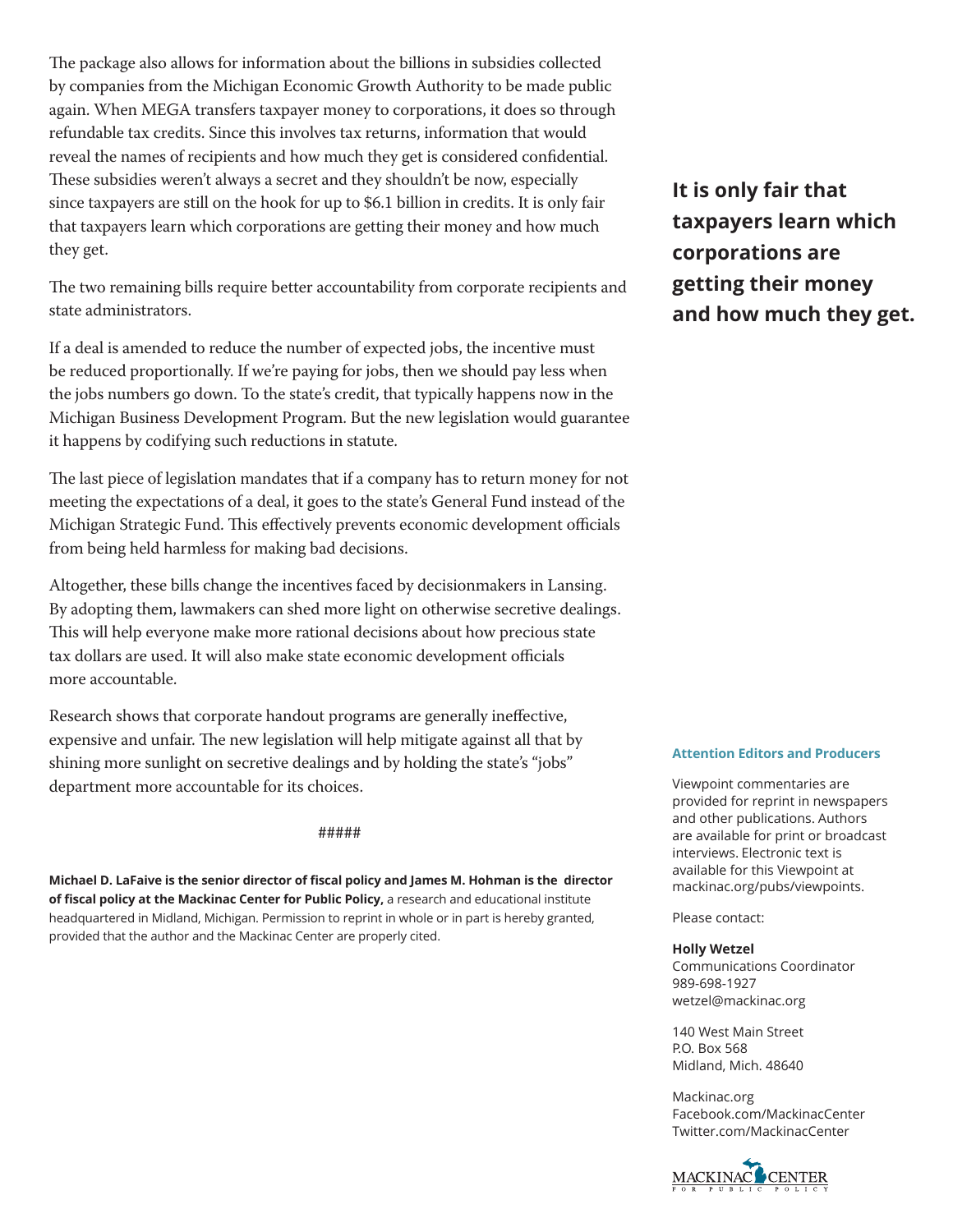The package also allows for information about the billions in subsidies collected by companies from the Michigan Economic Growth Authority to be made public again. When MEGA transfers taxpayer money to corporations, it does so through refundable tax credits. Since this involves tax returns, information that would reveal the names of recipients and how much they get is considered confidential. These subsidies weren't always a secret and they shouldn't be now, especially since taxpayers are still on the hook for up to $6.1 billion in credits. It is only fair that taxpayers learn which corporations are getting their money and how much they get.

**It is only fair that taxpayers learn which corporations are getting their money and how much they get.**

The two remaining bills require better accountability from corporate recipients and state administrators.

If a deal is amended to reduce the number of expected jobs, the incentive must be reduced proportionally. If we're paying for jobs, then we should pay less when the jobs numbers go down. To the state's credit, that typically happens now in the Michigan Business Development Program. But the new legislation would guarantee it happens by codifying such reductions in statute.

The last piece of legislation mandates that if a company has to return money for not meeting the expectations of a deal, it goes to the state's General Fund instead of the Michigan Strategic Fund. This effectively prevents economic development officials from being held harmless for making bad decisions.

Altogether, these bills change the incentives faced by decisionmakers in Lansing. By adopting them, lawmakers can shed more light on otherwise secretive dealings. This will help everyone make more rational decisions about how precious state tax dollars are used. It will also make state economic development officials more accountable.

Research shows that corporate handout programs are generally ineffective, expensive and unfair. The new legislation will help mitigate against all that by shining more sunlight on secretive dealings and by holding the state's "jobs" department more accountable for its choices.

#####

**Michael D. LaFaive is the senior director of fiscal policy and James M. Hohman is the director of fiscal policy at the Mackinac Center for Public Policy,** a research and educational institute headquartered in Midland, Michigan. Permission to reprint in whole or in part is hereby granted, provided that the author and the Mackinac Center are properly cited.

**Attention Editors and Producers**

Viewpoint commentaries are provided for reprint in newspapers and other publications. Authors are available for print or broadcast interviews. Electronic text is available for this Viewpoint at mackinac.org/pubs/viewpoints.

Please contact:

**Holly Wetzel**
Communications Coordinator
989-698-1927
wetzel@mackinac.org

140 West Main Street
P.O. Box 568
Midland, Mich. 48640

Mackinac.org
Facebook.com/MackinacCenter
Twitter.com/MackinacCenter

MACKINAC CENTER FOR PUBLIC POLICY